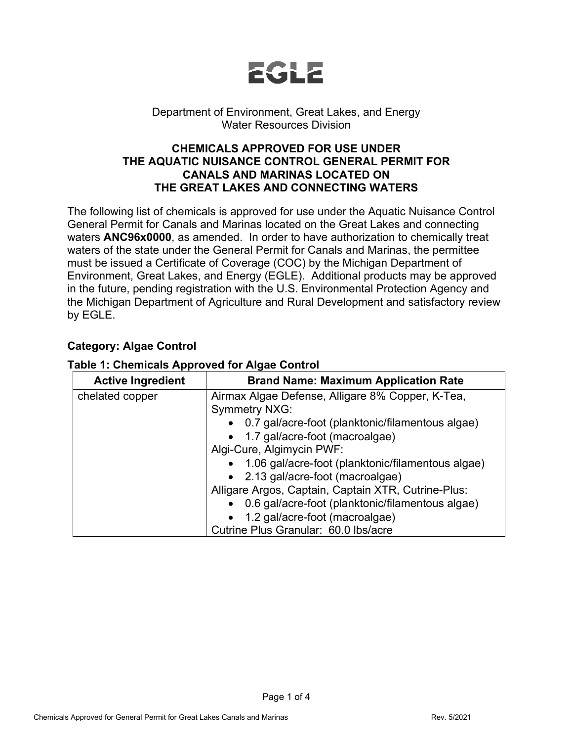# EGLE

Department of Environment, Great Lakes, and Energy
Water Resources Division

## CHEMICALS APPROVED FOR USE UNDER THE AQUATIC NUISANCE CONTROL GENERAL PERMIT FOR CANALS AND MARINAS LOCATED ON THE GREAT LAKES AND CONNECTING WATERS

The following list of chemicals is approved for use under the Aquatic Nuisance Control General Permit for Canals and Marinas located on the Great Lakes and connecting waters **ANC96x0000**, as amended. In order to have authorization to chemically treat waters of the state under the General Permit for Canals and Marinas, the permittee must be issued a Certificate of Coverage (COC) by the Michigan Department of Environment, Great Lakes, and Energy (EGLE). Additional products may be approved in the future, pending registration with the U.S. Environmental Protection Agency and the Michigan Department of Agriculture and Rural Development and satisfactory review by EGLE.

### Category: Algae Control

**Table 1: Chemicals Approved for Algae Control**

| Active Ingredient | Brand Name: Maximum Application Rate |
|---|---|
| chelated copper | Airmax Algae Defense, Alligare 8% Copper, K-Tea, Symmetry NXG:<br>• 0.7 gal/acre-foot (planktonic/filamentous algae)<br>• 1.7 gal/acre-foot (macroalgae)<br>Algi-Cure, Algimycin PWF:<br>• 1.06 gal/acre-foot (planktonic/filamentous algae)<br>• 2.13 gal/acre-foot (macroalgae)<br>Alligare Argos, Captain, Captain XTR, Cutrine-Plus:<br>• 0.6 gal/acre-foot (planktonic/filamentous algae)<br>• 1.2 gal/acre-foot (macroalgae)<br>Cutrine Plus Granular: 60.0 lbs/acre |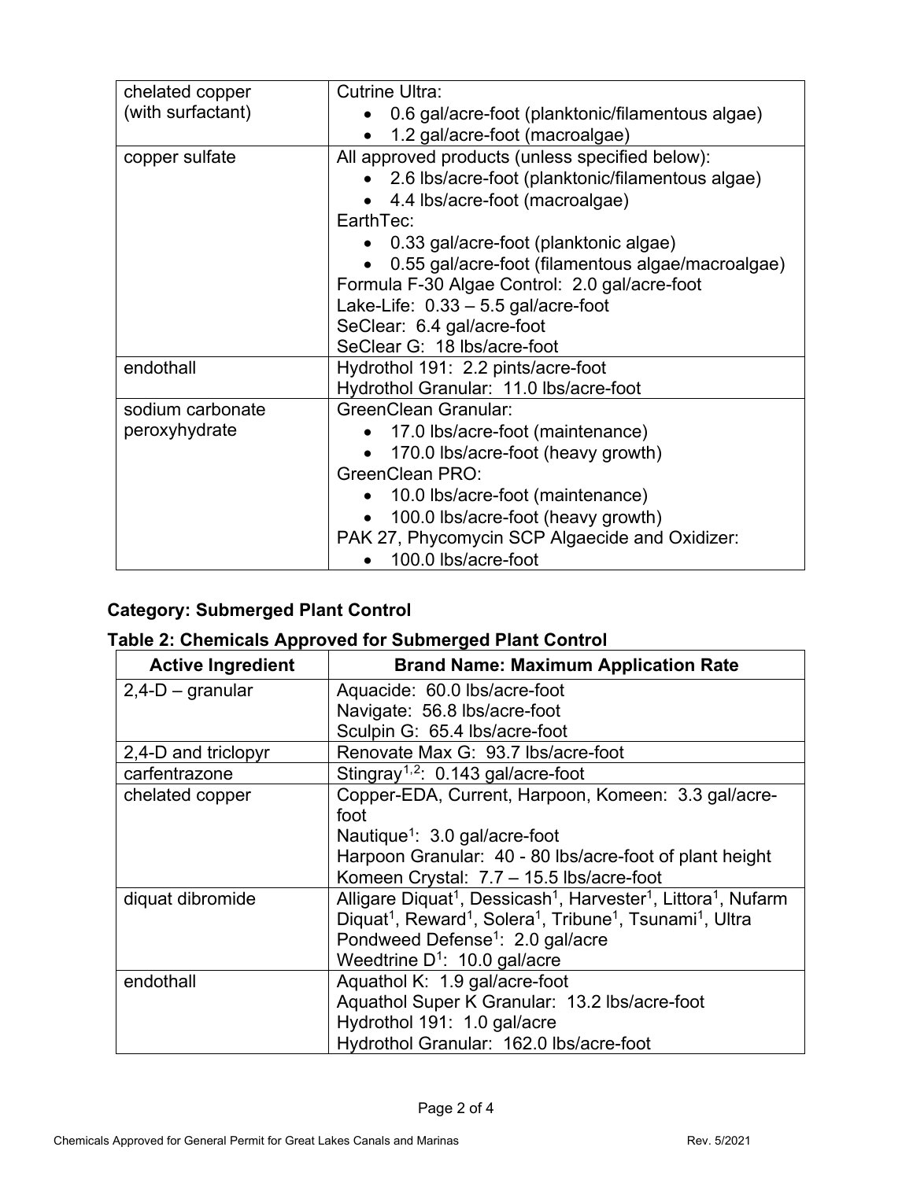| | |
|---|---|
| chelated copper (with surfactant) | Cutrine Ultra:<br>• 0.6 gal/acre-foot (planktonic/filamentous algae)<br>• 1.2 gal/acre-foot (macroalgae) |
| copper sulfate | All approved products (unless specified below):<br>• 2.6 lbs/acre-foot (planktonic/filamentous algae)<br>• 4.4 lbs/acre-foot (macroalgae)<br>EarthTec:<br>• 0.33 gal/acre-foot (planktonic algae)<br>• 0.55 gal/acre-foot (filamentous algae/macroalgae)<br>Formula F-30 Algae Control: 2.0 gal/acre-foot<br>Lake-Life: 0.33 – 5.5 gal/acre-foot<br>SeClear: 6.4 gal/acre-foot<br>SeClear G: 18 lbs/acre-foot |
| endothall | Hydrothol 191: 2.2 pints/acre-foot<br>Hydrothol Granular: 11.0 lbs/acre-foot |
| sodium carbonate peroxyhydrate | GreenClean Granular:<br>• 17.0 lbs/acre-foot (maintenance)<br>• 170.0 lbs/acre-foot (heavy growth)<br>GreenClean PRO:<br>• 10.0 lbs/acre-foot (maintenance)<br>• 100.0 lbs/acre-foot (heavy growth)<br>PAK 27, Phycomycin SCP Algaecide and Oxidizer:<br>• 100.0 lbs/acre-foot |

**Category: Submerged Plant Control**

**Table 2: Chemicals Approved for Submerged Plant Control**

| Active Ingredient | Brand Name: Maximum Application Rate |
|---|---|
| 2,4-D – granular | Aquacide: 60.0 lbs/acre-foot<br>Navigate: 56.8 lbs/acre-foot<br>Sculpin G: 65.4 lbs/acre-foot |
| 2,4-D and triclopyr | Renovate Max G: 93.7 lbs/acre-foot |
| carfentrazone | Stingray[1,2]: 0.143 gal/acre-foot |
| chelated copper | Copper-EDA, Current, Harpoon, Komeen: 3.3 gal/acre-foot<br>Nautique[1]: 3.0 gal/acre-foot<br>Harpoon Granular: 40 - 80 lbs/acre-foot of plant height<br>Komeen Crystal: 7.7 – 15.5 lbs/acre-foot |
| diquat dibromide | Alligare Diquat[1], Dessicash[1], Harvester[1], Littora[1], Nufarm Diquat[1], Reward[1], Solera[1], Tribune[1], Tsunami[1], Ultra Pondweed Defense[1]: 2.0 gal/acre<br>Weedtrine D[1]: 10.0 gal/acre |
| endothall | Aquathol K: 1.9 gal/acre-foot<br>Aquathol Super K Granular: 13.2 lbs/acre-foot<br>Hydrothol 191: 1.0 gal/acre<br>Hydrothol Granular: 162.0 lbs/acre-foot |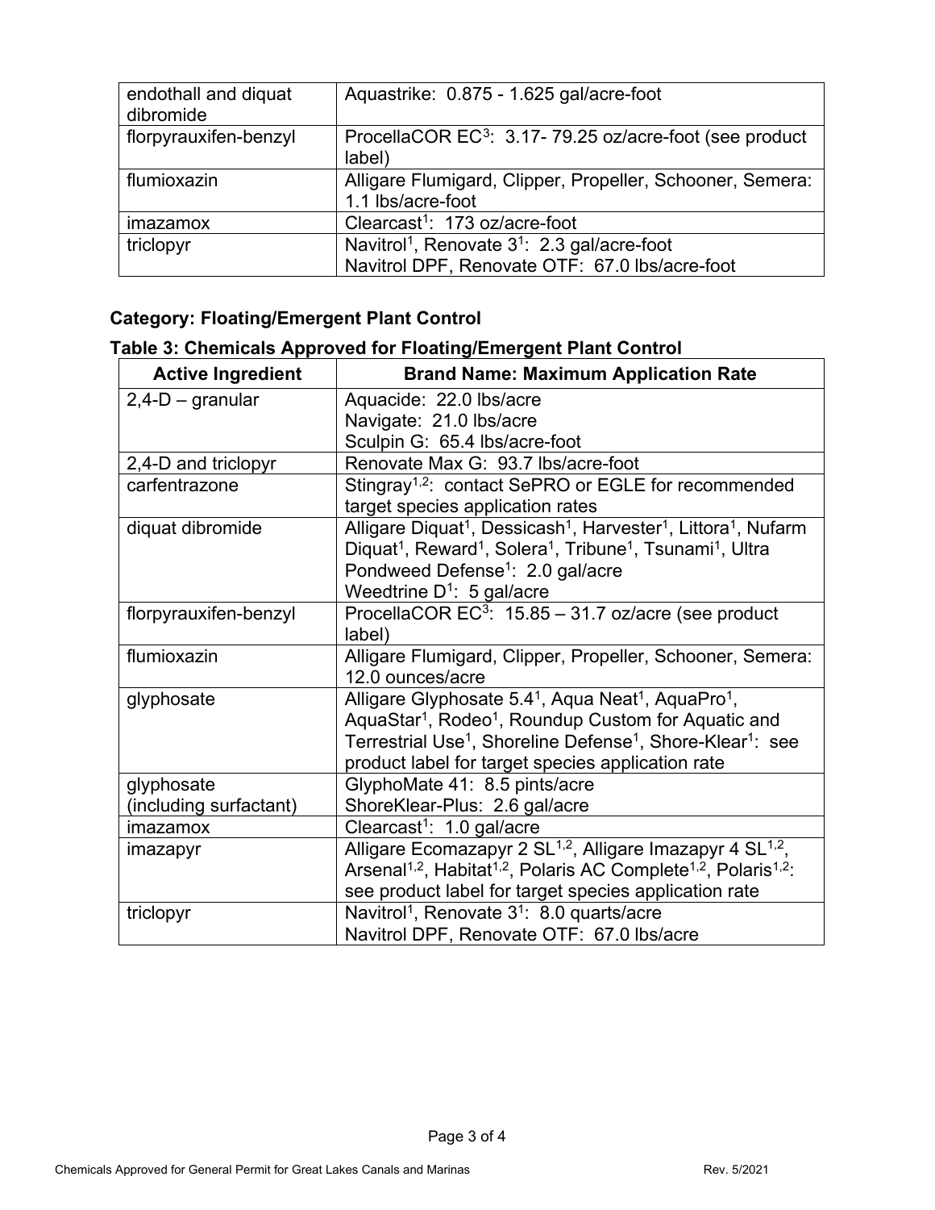| endothall and diquat dibromide | Aquastrike: 0.875 - 1.625 gal/acre-foot |
|---|---|
| florpyrauxifen-benzyl | ProcellaCOR EC[3]: 3.17- 79.25 oz/acre-foot (see product label) |
| flumioxazin | Alligare Flumigard, Clipper, Propeller, Schooner, Semera: 1.1 lbs/acre-foot |
| imazamox | Clearcast[1]: 173 oz/acre-foot |
| triclopyr | Navitrol[1], Renovate 3[1]: 2.3 gal/acre-foot<br>Navitrol DPF, Renovate OTF: 67.0 lbs/acre-foot |

**Category: Floating/Emergent Plant Control**

**Table 3: Chemicals Approved for Floating/Emergent Plant Control**

| Active Ingredient | Brand Name: Maximum Application Rate |
|---|---|
| 2,4-D – granular | Aquacide: 22.0 lbs/acre<br>Navigate: 21.0 lbs/acre<br>Sculpin G: 65.4 lbs/acre-foot |
| 2,4-D and triclopyr | Renovate Max G: 93.7 lbs/acre-foot |
| carfentrazone | Stingray[1,2]: contact SePRO or EGLE for recommended target species application rates |
| diquat dibromide | Alligare Diquat[1], Dessicash[1], Harvester[1], Littora[1], Nufarm Diquat[1], Reward[1], Solera[1], Tribune[1], Tsunami[1], Ultra Pondweed Defense[1]: 2.0 gal/acre<br>Weedtrine D[1]: 5 gal/acre |
| florpyrauxifen-benzyl | ProcellaCOR EC[3]: 15.85 – 31.7 oz/acre (see product label) |
| flumioxazin | Alligare Flumigard, Clipper, Propeller, Schooner, Semera: 12.0 ounces/acre |
| glyphosate | Alligare Glyphosate 5.4[1], Aqua Neat[1], AquaPro[1], AquaStar[1], Rodeo[1], Roundup Custom for Aquatic and Terrestrial Use[1], Shoreline Defense[1], Shore-Klear[1]: see product label for target species application rate |
| glyphosate (including surfactant) | GlyphoMate 41: 8.5 pints/acre<br>ShoreKlear-Plus: 2.6 gal/acre |
| imazamox | Clearcast[1]: 1.0 gal/acre |
| imazapyr | Alligare Ecomazapyr 2 SL[1,2], Alligare Imazapyr 4 SL[1,2], Arsenal[1,2], Habitat[1,2], Polaris AC Complete[1,2], Polaris[1,2]: see product label for target species application rate |
| triclopyr | Navitrol[1], Renovate 3[1]: 8.0 quarts/acre<br>Navitrol DPF, Renovate OTF: 67.0 lbs/acre |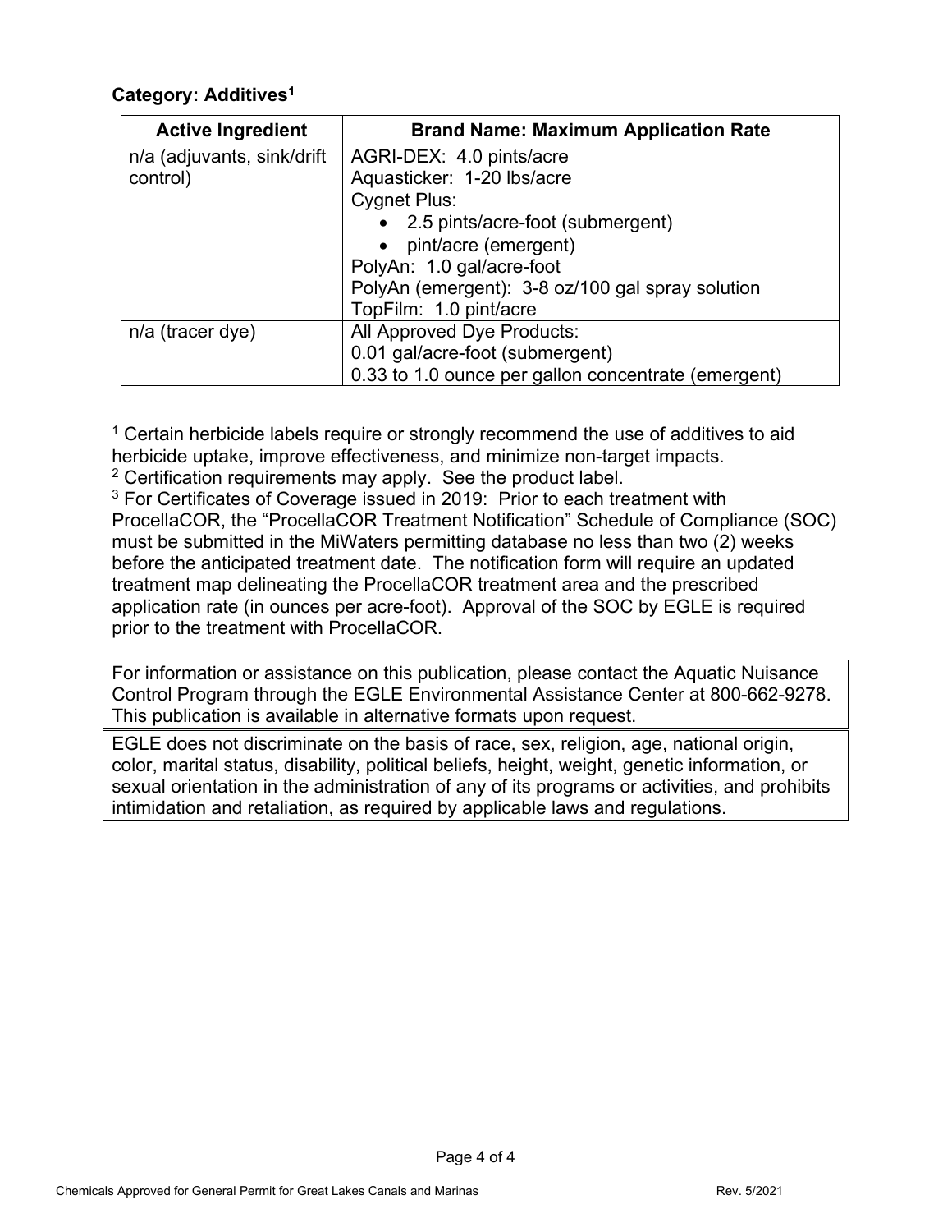**Category: Additives[1]**

| Active Ingredient | Brand Name: Maximum Application Rate |
|---|---|
| n/a (adjuvants, sink/drift control) | AGRI-DEX: 4.0 pints/acre<br>Aquasticker: 1-20 lbs/acre<br>Cygnet Plus:<br>• 2.5 pints/acre-foot (submergent)<br>• pint/acre (emergent)<br>PolyAn: 1.0 gal/acre-foot<br>PolyAn (emergent): 3-8 oz/100 gal spray solution<br>TopFilm: 1.0 pint/acre |
| n/a (tracer dye) | All Approved Dye Products:<br>0.01 gal/acre-foot (submergent)<br>0.33 to 1.0 ounce per gallon concentrate (emergent) |

[1] Certain herbicide labels require or strongly recommend the use of additives to aid herbicide uptake, improve effectiveness, and minimize non-target impacts.

[2] Certification requirements may apply. See the product label.

[3] For Certificates of Coverage issued in 2019: Prior to each treatment with ProcellaCOR, the "ProcellaCOR Treatment Notification" Schedule of Compliance (SOC) must be submitted in the MiWaters permitting database no less than two (2) weeks before the anticipated treatment date. The notification form will require an updated treatment map delineating the ProcellaCOR treatment area and the prescribed application rate (in ounces per acre-foot). Approval of the SOC by EGLE is required prior to the treatment with ProcellaCOR.

For information or assistance on this publication, please contact the Aquatic Nuisance Control Program through the EGLE Environmental Assistance Center at 800-662-9278. This publication is available in alternative formats upon request.

EGLE does not discriminate on the basis of race, sex, religion, age, national origin, color, marital status, disability, political beliefs, height, weight, genetic information, or sexual orientation in the administration of any of its programs or activities, and prohibits intimidation and retaliation, as required by applicable laws and regulations.